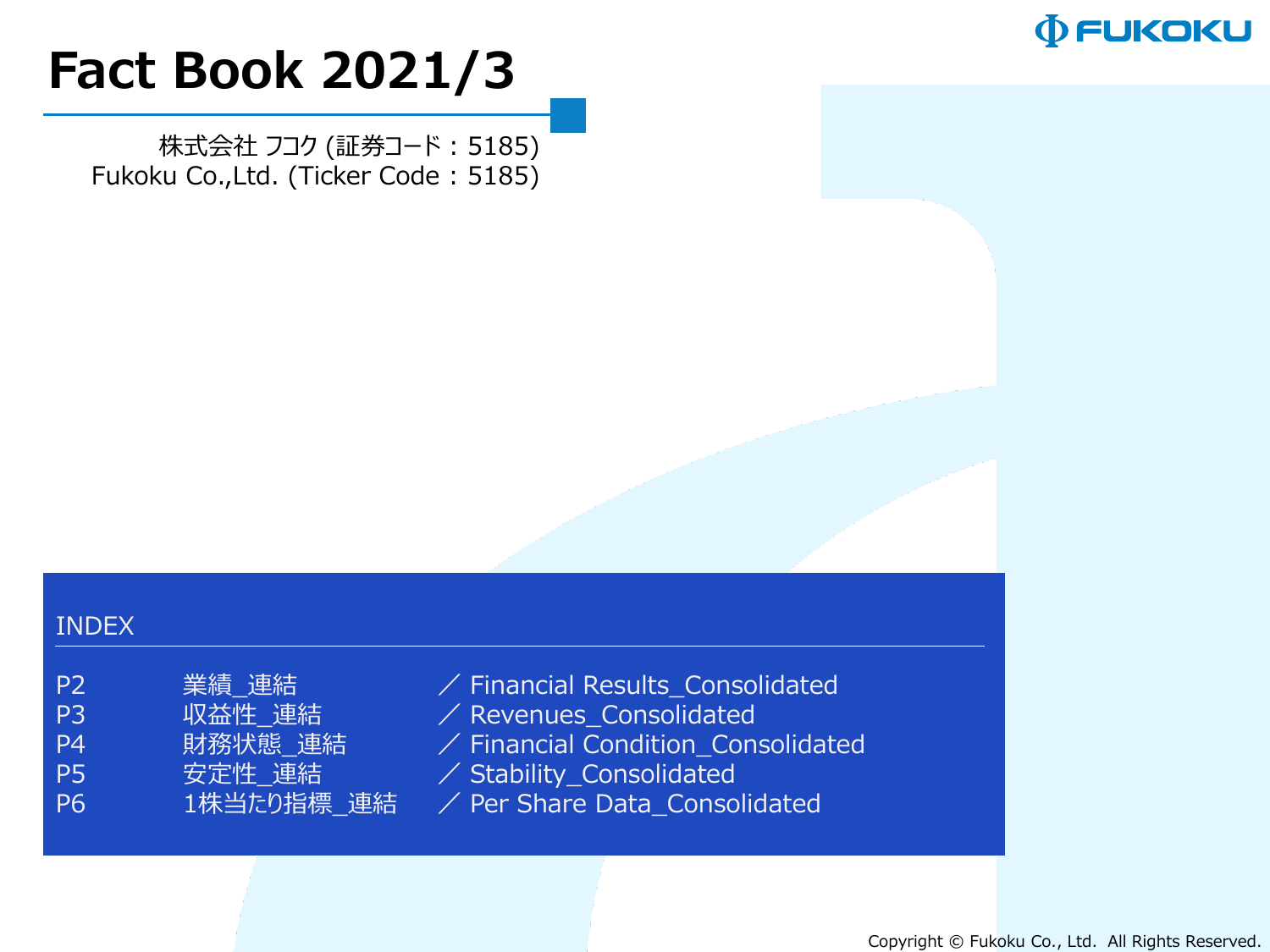# Fact Book 2021/3

株式会社 フコク (証券コード：5185)
Fukoku Co.,Ltd. (Ticker Code：5185)

## INDEX

| | | |
|---|---|---|
| P2 | 業績_連結 | ／ Financial Results_Consolidated |
| P3 | 収益性_連結 | ／ Revenues_Consolidated |
| P4 | 財務状態_連結 | ／ Financial Condition_Consolidated |
| P5 | 安定性_連結 | ／ Stability_Consolidated |
| P6 | 1株当たり指標_連結 | ／ Per Share Data_Consolidated |

Copyright © Fukoku Co., Ltd. All Rights Reserved.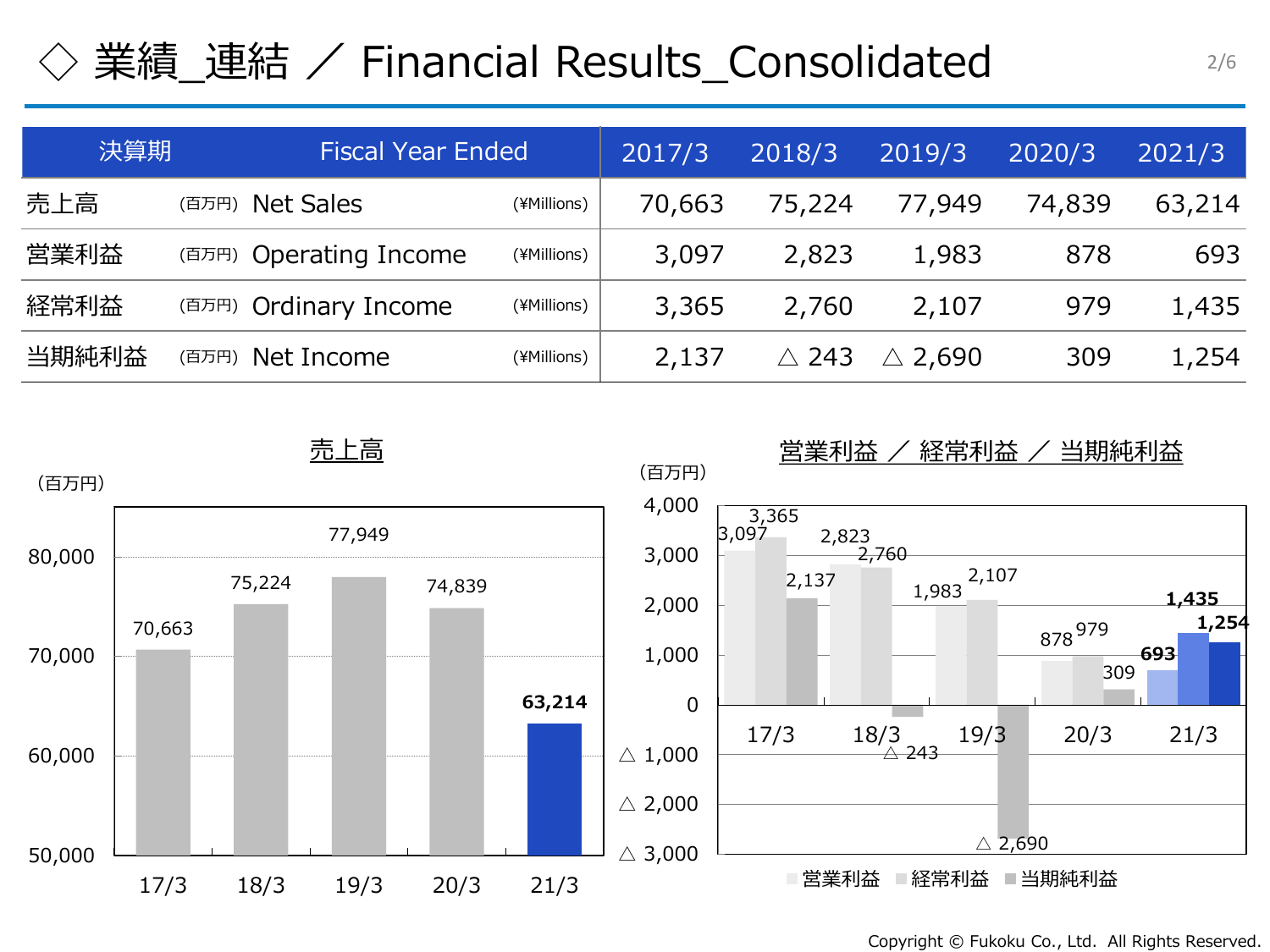# ◇ 業績_連結 ／ Financial Results_Consolidated

| 決算期 Fiscal Year Ended | | 2017/3 | 2018/3 | 2019/3 | 2020/3 | 2021/3 |
|---|---|---|---|---|---|---|
| 売上高 (百万円) Net Sales | (¥Millions) | 70,663 | 75,224 | 77,949 | 74,839 | 63,214 |
| 営業利益 (百万円) Operating Income | (¥Millions) | 3,097 | 2,823 | 1,983 | 878 | 693 |
| 経常利益 (百万円) Ordinary Income | (¥Millions) | 3,365 | 2,760 | 2,107 | 979 | 1,435 |
| 当期純利益 (百万円) Net Income | (¥Millions) | 2,137 | △ 243 | △ 2,690 | 309 | 1,254 |

## 売上高

（百万円）

| | 17/3 | 18/3 | 19/3 | 20/3 | 21/3 |
|---|---|---|---|---|---|
| 売上高 | 70,663 | 75,224 | 77,949 | 74,839 | 63,214 |

## 営業利益 ／ 経常利益 ／ 当期純利益

（百万円）

| | 17/3 | 18/3 | 19/3 | 20/3 | 21/3 |
|---|---|---|---|---|---|
| 営業利益 | 3,097 | 2,823 | 1,983 | 878 | 693 |
| 経常利益 | 3,365 | 2,760 | 2,107 | 979 | 1,435 |
| 当期純利益 | 2,137 | △ 243 | △ 2,690 | 309 | 1,254 |

Copyright © Fukoku Co., Ltd. All Rights Reserved.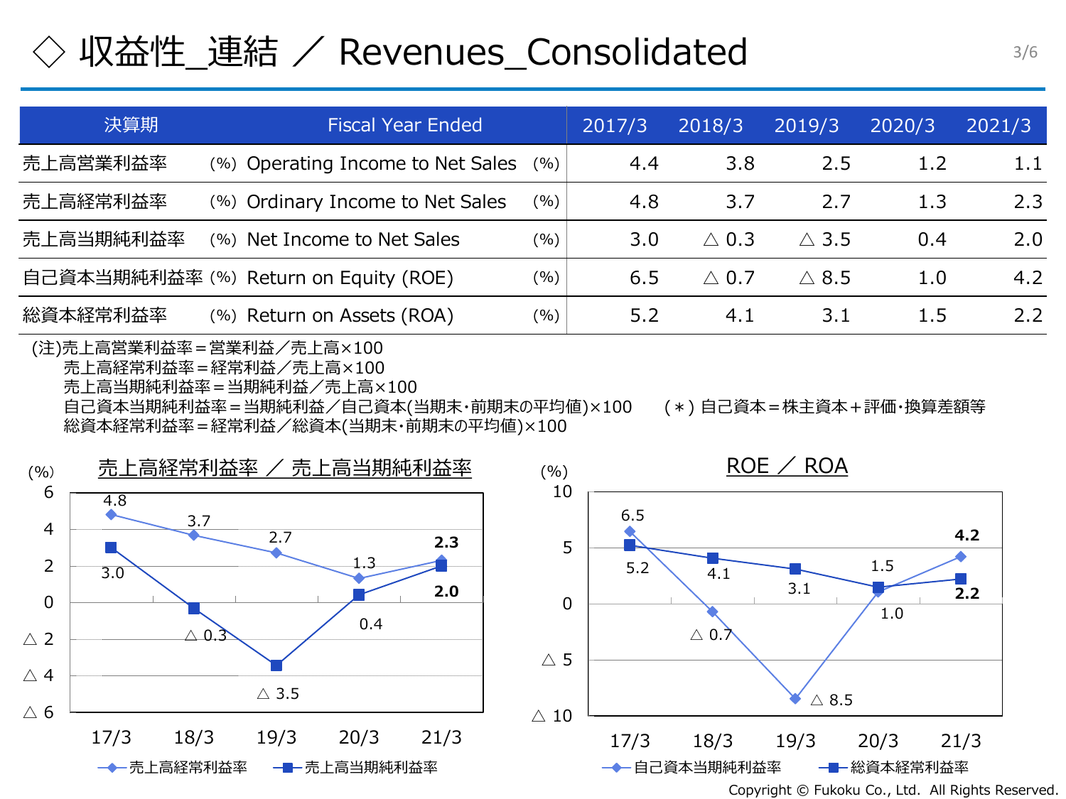# ◇ 収益性_連結 ／ Revenues_Consolidated

| 決算期 | | Fiscal Year Ended | | 2017/3 | 2018/3 | 2019/3 | 2020/3 | 2021/3 |
|---|---|---|---|---|---|---|---|---|
| 売上高営業利益率 | (%) | Operating Income to Net Sales | (%) | 4.4 | 3.8 | 2.5 | 1.2 | 1.1 |
| 売上高経常利益率 | (%) | Ordinary Income to Net Sales | (%) | 4.8 | 3.7 | 2.7 | 1.3 | 2.3 |
| 売上高当期純利益率 | (%) | Net Income to Net Sales | (%) | 3.0 | △ 0.3 | △ 3.5 | 0.4 | 2.0 |
| 自己資本当期純利益率 | (%) | Return on Equity (ROE) | (%) | 6.5 | △ 0.7 | △ 8.5 | 1.0 | 4.2 |
| 総資本経常利益率 | (%) | Return on Assets (ROA) | (%) | 5.2 | 4.1 | 3.1 | 1.5 | 2.2 |

(注)売上高営業利益率＝営業利益／売上高×100
　売上高経常利益率＝経常利益／売上高×100
　売上高当期純利益率＝当期純利益／売上高×100
　自己資本当期純利益率＝当期純利益／自己資本(当期末･前期末の平均値)×100　　(＊) 自己資本＝株主資本＋評価･換算差額等
　総資本経常利益率＝経常利益／総資本(当期末･前期末の平均値)×100

## 売上高経常利益率 ／ 売上高当期純利益率

(%)

| | 17/3 | 18/3 | 19/3 | 20/3 | 21/3 |
|---|---|---|---|---|---|
| 売上高経常利益率 | 4.8 | 3.7 | 2.7 | 1.3 | 2.3 |
| 売上高当期純利益率 | 3.0 | △ 0.3 | △ 3.5 | 0.4 | 2.0 |

## ROE ／ ROA

(%)

| | 17/3 | 18/3 | 19/3 | 20/3 | 21/3 |
|---|---|---|---|---|---|
| 自己資本当期純利益率 | 6.5 | △ 0.7 | △ 8.5 | 1.0 | 4.2 |
| 総資本経常利益率 | 5.2 | 4.1 | 3.1 | 1.5 | 2.2 |

Copyright © Fukoku Co., Ltd.  All Rights Reserved.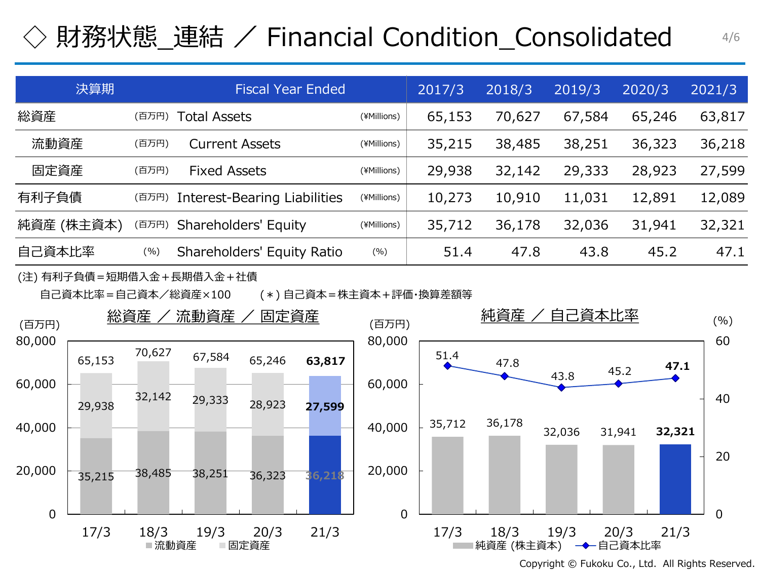# ◇ 財務状態_連結 ／ Financial Condition_Consolidated

| 決算期 | | Fiscal Year Ended | | 2017/3 | 2018/3 | 2019/3 | 2020/3 | 2021/3 |
|---|---|---|---|---|---|---|---|---|
| 総資産 | (百万円) | Total Assets | (¥Millions) | 65,153 | 70,627 | 67,584 | 65,246 | 63,817 |
| 流動資産 | (百万円) | Current Assets | (¥Millions) | 35,215 | 38,485 | 38,251 | 36,323 | 36,218 |
| 固定資産 | (百万円) | Fixed Assets | (¥Millions) | 29,938 | 32,142 | 29,333 | 28,923 | 27,599 |
| 有利子負債 | (百万円) | Interest-Bearing Liabilities | (¥Millions) | 10,273 | 10,910 | 11,031 | 12,891 | 12,089 |
| 純資産 (株主資本) | (百万円) | Shareholders' Equity | (¥Millions) | 35,712 | 36,178 | 32,036 | 31,941 | 32,321 |
| 自己資本比率 | (%) | Shareholders' Equity Ratio | (%) | 51.4 | 47.8 | 43.8 | 45.2 | 47.1 |

(注) 有利子負債＝短期借入金＋長期借入金＋社債

自己資本比率＝自己資本／総資産×100　　(＊) 自己資本＝株主資本＋評価・換算差額等

## 総資産 ／ 流動資産 ／ 固定資産

(百万円)

| | 17/3 | 18/3 | 19/3 | 20/3 | 21/3 |
|---|---|---|---|---|---|
| 総資産 | 65,153 | 70,627 | 67,584 | 65,246 | 63,817 |
| 固定資産 | 29,938 | 32,142 | 29,333 | 28,923 | 27,599 |
| 流動資産 | 35,215 | 38,485 | 38,251 | 36,323 | 36,218 |

## 純資産 ／ 自己資本比率

| | 17/3 | 18/3 | 19/3 | 20/3 | 21/3 |
|---|---|---|---|---|---|
| 純資産 (株主資本) (百万円) | 35,712 | 36,178 | 32,036 | 31,941 | 32,321 |
| 自己資本比率 (%) | 51.4 | 47.8 | 43.8 | 45.2 | 47.1 |

Copyright © Fukoku Co., Ltd. All Rights Reserved.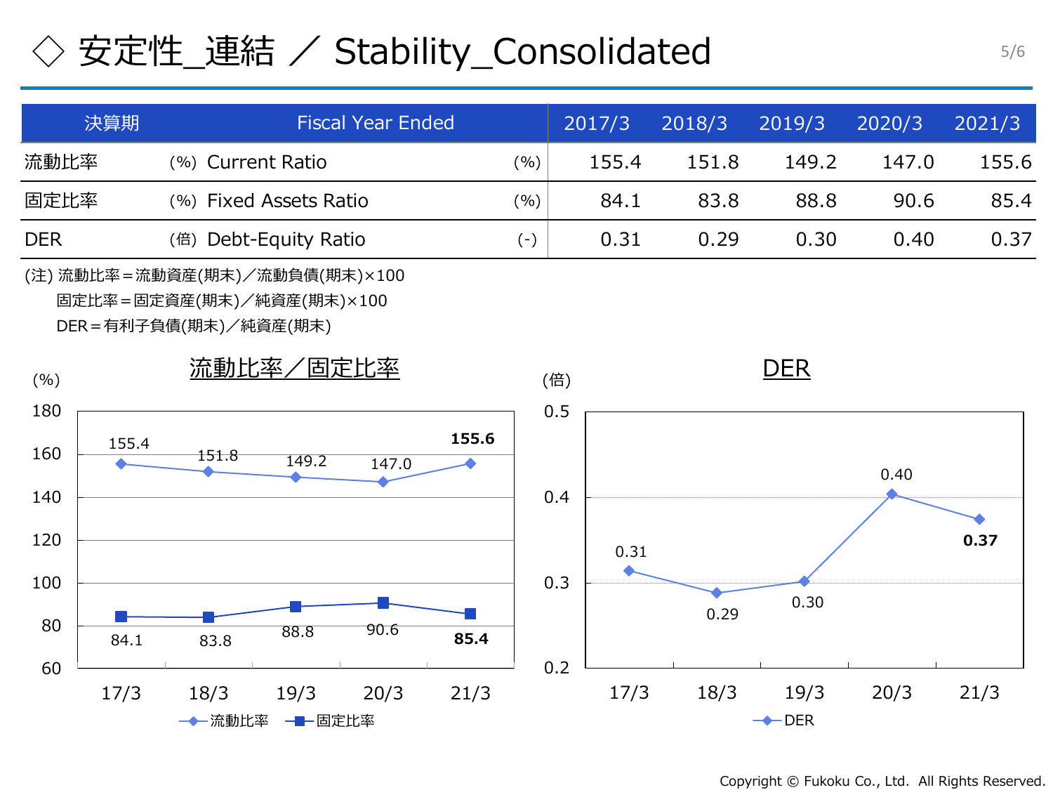# ◇ 安定性_連結 ／ Stability_Consolidated

| 決算期 | Fiscal Year Ended | | 2017/3 | 2018/3 | 2019/3 | 2020/3 | 2021/3 |
|---|---|---|---|---|---|---|---|
| 流動比率 (%) | Current Ratio | (%) | 155.4 | 151.8 | 149.2 | 147.0 | 155.6 |
| 固定比率 (%) | Fixed Assets Ratio | (%) | 84.1 | 83.8 | 88.8 | 90.6 | 85.4 |
| DER (倍) | Debt-Equity Ratio | (-) | 0.31 | 0.29 | 0.30 | 0.40 | 0.37 |

(注) 流動比率＝流動資産(期末)／流動負債(期末)×100

固定比率＝固定資産(期末)／純資産(期末)×100

DER＝有利子負債(期末)／純資産(期末)

## 流動比率／固定比率

(%)

| | 17/3 | 18/3 | 19/3 | 20/3 | 21/3 |
|---|---|---|---|---|---|
| 流動比率 | 155.4 | 151.8 | 149.2 | 147.0 | **155.6** |
| 固定比率 | 84.1 | 83.8 | 88.8 | 90.6 | **85.4** |

## DER

(倍)

| | 17/3 | 18/3 | 19/3 | 20/3 | 21/3 |
|---|---|---|---|---|---|
| DER | 0.31 | 0.29 | 0.30 | 0.40 | **0.37** |

Copyright © Fukoku Co., Ltd. All Rights Reserved.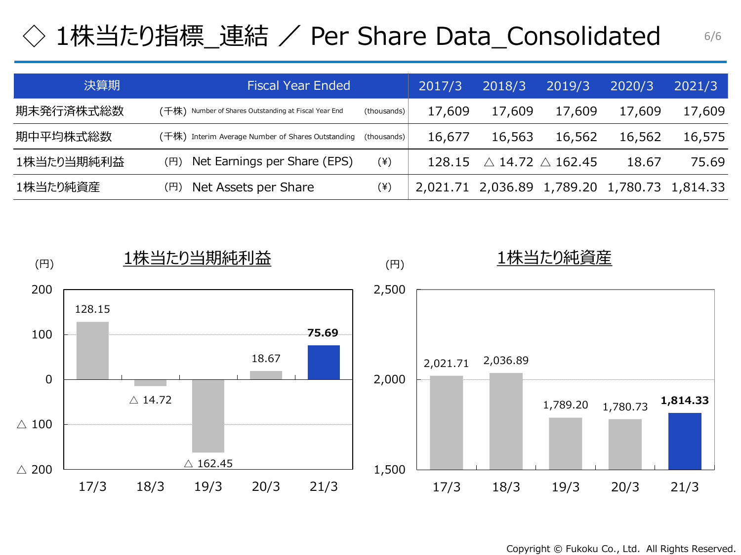# ◇ 1株当たり指標_連結 ／ Per Share Data_Consolidated

| 決算期 | | Fiscal Year Ended | | 2017/3 | 2018/3 | 2019/3 | 2020/3 | 2021/3 |
|---|---|---|---|---|---|---|---|---|
| 期末発行済株式総数 | (千株) | Number of Shares Outstanding at Fiscal Year End | (thousands) | 17,609 | 17,609 | 17,609 | 17,609 | 17,609 |
| 期中平均株式総数 | (千株) | Interim Average Number of Shares Outstanding | (thousands) | 16,677 | 16,563 | 16,562 | 16,562 | 16,575 |
| 1株当たり当期純利益 | (円) | Net Earnings per Share (EPS) | (¥) | 128.15 | △ 14.72 | △ 162.45 | 18.67 | 75.69 |
| 1株当たり純資産 | (円) | Net Assets per Share | (¥) | 2,021.71 | 2,036.89 | 1,789.20 | 1,780.73 | 1,814.33 |

## 1株当たり当期純利益

(円)

200
100
0
△ 100
△ 200

128.15
△ 14.72
△ 162.45
18.67
**75.69**

17/3 18/3 19/3 20/3 21/3

## 1株当たり純資産

(円)

2,500
2,000
1,500

2,021.71
2,036.89
1,789.20
1,780.73
**1,814.33**

17/3 18/3 19/3 20/3 21/3

Copyright © Fukoku Co., Ltd. All Rights Reserved.